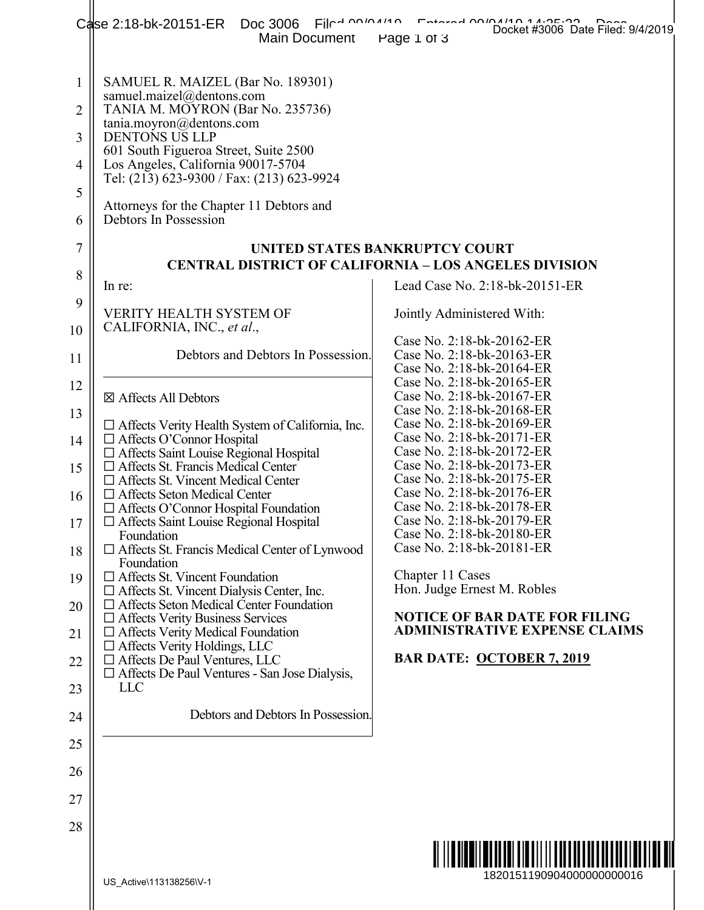SAMUEL R. MAIZEL (Bar No. 189301)
samuel.maizel@dentons.com
TANIA M. MOYRON (Bar No. 235736)
tania.moyron@dentons.com
DENTONS US LLP
601 South Figueroa Street, Suite 2500
Los Angeles, California 90017-5704
Tel: (213) 623-9300 / Fax: (213) 623-9924

Attorneys for the Chapter 11 Debtors and Debtors In Possession

**UNITED STATES BANKRUPTCY COURT**
**CENTRAL DISTRICT OF CALIFORNIA – LOS ANGELES DIVISION**

In re:

VERITY HEALTH SYSTEM OF CALIFORNIA, INC., *et al*.,

Debtors and Debtors In Possession.

☒ Affects All Debtors

☐ Affects Verity Health System of California, Inc.
☐ Affects O'Connor Hospital
☐ Affects Saint Louise Regional Hospital
☐ Affects St. Francis Medical Center
☐ Affects St. Vincent Medical Center
☐ Affects Seton Medical Center
☐ Affects O'Connor Hospital Foundation
☐ Affects Saint Louise Regional Hospital Foundation
☐ Affects St. Francis Medical Center of Lynwood Foundation
☐ Affects St. Vincent Foundation
☐ Affects St. Vincent Dialysis Center, Inc.
☐ Affects Seton Medical Center Foundation
☐ Affects Verity Business Services
☐ Affects Verity Medical Foundation
☐ Affects Verity Holdings, LLC
☐ Affects De Paul Ventures, LLC
☐ Affects De Paul Ventures - San Jose Dialysis, LLC

Debtors and Debtors In Possession.

Lead Case No. 2:18-bk-20151-ER

Jointly Administered With:

Case No. 2:18-bk-20162-ER
Case No. 2:18-bk-20163-ER
Case No. 2:18-bk-20164-ER
Case No. 2:18-bk-20165-ER
Case No. 2:18-bk-20167-ER
Case No. 2:18-bk-20168-ER
Case No. 2:18-bk-20169-ER
Case No. 2:18-bk-20171-ER
Case No. 2:18-bk-20172-ER
Case No. 2:18-bk-20173-ER
Case No. 2:18-bk-20175-ER
Case No. 2:18-bk-20176-ER
Case No. 2:18-bk-20178-ER
Case No. 2:18-bk-20179-ER
Case No. 2:18-bk-20180-ER
Case No. 2:18-bk-20181-ER

Chapter 11 Cases
Hon. Judge Ernest M. Robles

**NOTICE OF BAR DATE FOR FILING ADMINISTRATIVE EXPENSE CLAIMS**

**BAR DATE: OCTOBER 7, 2019**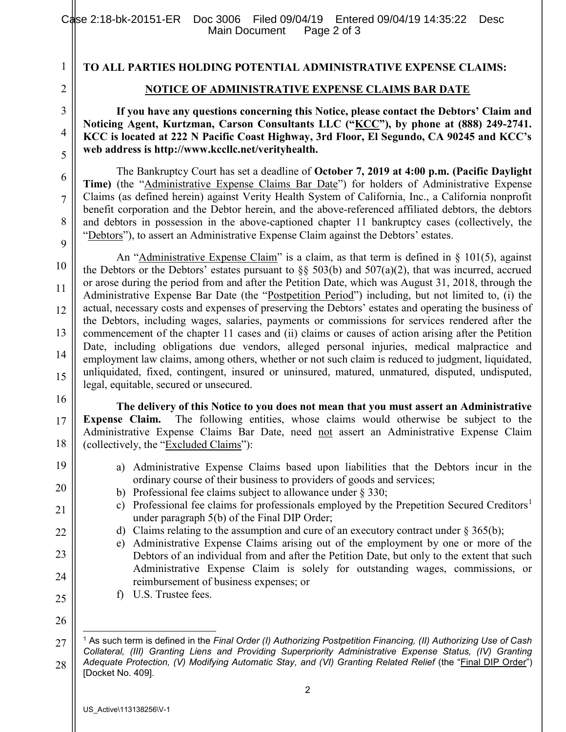**TO ALL PARTIES HOLDING POTENTIAL ADMINISTRATIVE EXPENSE CLAIMS:**

## NOTICE OF ADMINISTRATIVE EXPENSE CLAIMS BAR DATE

**If you have any questions concerning this Notice, please contact the Debtors' Claim and Noticing Agent, Kurtzman, Carson Consultants LLC ("KCC"), by phone at (888) 249-2741. KCC is located at 222 N Pacific Coast Highway, 3rd Floor, El Segundo, CA 90245 and KCC's web address is http://www.kccllc.net/verityhealth.**

The Bankruptcy Court has set a deadline of **October 7, 2019 at 4:00 p.m. (Pacific Daylight Time)** (the "Administrative Expense Claims Bar Date") for holders of Administrative Expense Claims (as defined herein) against Verity Health System of California, Inc., a California nonprofit benefit corporation and the Debtor herein, and the above-referenced affiliated debtors, the debtors and debtors in possession in the above-captioned chapter 11 bankruptcy cases (collectively, the "Debtors"), to assert an Administrative Expense Claim against the Debtors' estates.

An "Administrative Expense Claim" is a claim, as that term is defined in § 101(5), against the Debtors or the Debtors' estates pursuant to §§ 503(b) and 507(a)(2), that was incurred, accrued or arose during the period from and after the Petition Date, which was August 31, 2018, through the Administrative Expense Bar Date (the "Postpetition Period") including, but not limited to, (i) the actual, necessary costs and expenses of preserving the Debtors' estates and operating the business of the Debtors, including wages, salaries, payments or commissions for services rendered after the commencement of the chapter 11 cases and (ii) claims or causes of action arising after the Petition Date, including obligations due vendors, alleged personal injuries, medical malpractice and employment law claims, among others, whether or not such claim is reduced to judgment, liquidated, unliquidated, fixed, contingent, insured or uninsured, matured, unmatured, disputed, undisputed, legal, equitable, secured or unsecured.

**The delivery of this Notice to you does not mean that you must assert an Administrative Expense Claim.** The following entities, whose claims would otherwise be subject to the Administrative Expense Claims Bar Date, need not assert an Administrative Expense Claim (collectively, the "Excluded Claims"):

a) Administrative Expense Claims based upon liabilities that the Debtors incur in the ordinary course of their business to providers of goods and services;
b) Professional fee claims subject to allowance under § 330;
c) Professional fee claims for professionals employed by the Prepetition Secured Creditors[1] under paragraph 5(b) of the Final DIP Order;
d) Claims relating to the assumption and cure of an executory contract under § 365(b);
e) Administrative Expense Claims arising out of the employment by one or more of the Debtors of an individual from and after the Petition Date, but only to the extent that such Administrative Expense Claim is solely for outstanding wages, commissions, or reimbursement of business expenses; or
f) U.S. Trustee fees.

---

[1] As such term is defined in the *Final Order (I) Authorizing Postpetition Financing, (II) Authorizing Use of Cash Collateral, (III) Granting Liens and Providing Superpriority Administrative Expense Status, (IV) Granting Adequate Protection, (V) Modifying Automatic Stay, and (VI) Granting Related Relief* (the "Final DIP Order") [Docket No. 409].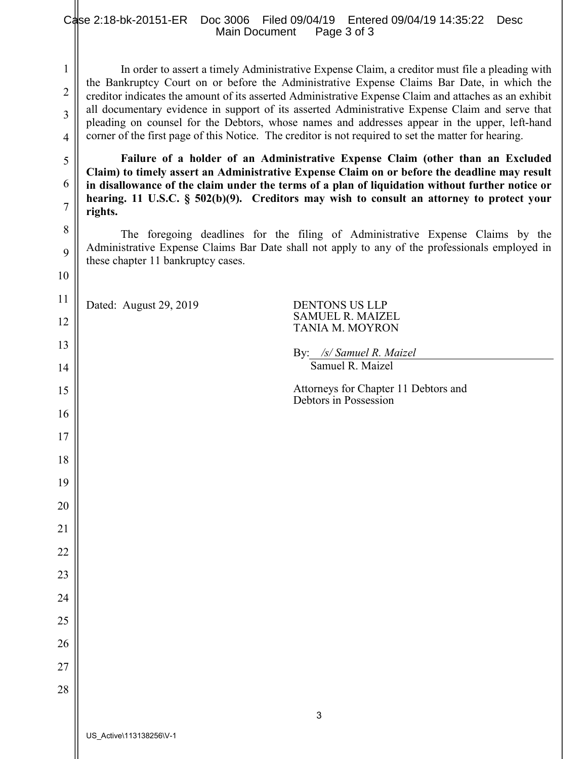In order to assert a timely Administrative Expense Claim, a creditor must file a pleading with the Bankruptcy Court on or before the Administrative Expense Claims Bar Date, in which the creditor indicates the amount of its asserted Administrative Expense Claim and attaches as an exhibit all documentary evidence in support of its asserted Administrative Expense Claim and serve that pleading on counsel for the Debtors, whose names and addresses appear in the upper, left-hand corner of the first page of this Notice. The creditor is not required to set the matter for hearing.

**Failure of a holder of an Administrative Expense Claim (other than an Excluded Claim) to timely assert an Administrative Expense Claim on or before the deadline may result in disallowance of the claim under the terms of a plan of liquidation without further notice or hearing. 11 U.S.C. § 502(b)(9). Creditors may wish to consult an attorney to protect your rights.**

The foregoing deadlines for the filing of Administrative Expense Claims by the Administrative Expense Claims Bar Date shall not apply to any of the professionals employed in these chapter 11 bankruptcy cases.

Dated: August 29, 2019

DENTONS US LLP
SAMUEL R. MAIZEL
TANIA M. MOYRON

By: */s/ Samuel R. Maizel*
Samuel R. Maizel

Attorneys for Chapter 11 Debtors and Debtors in Possession

US_Active\113138256\V-1